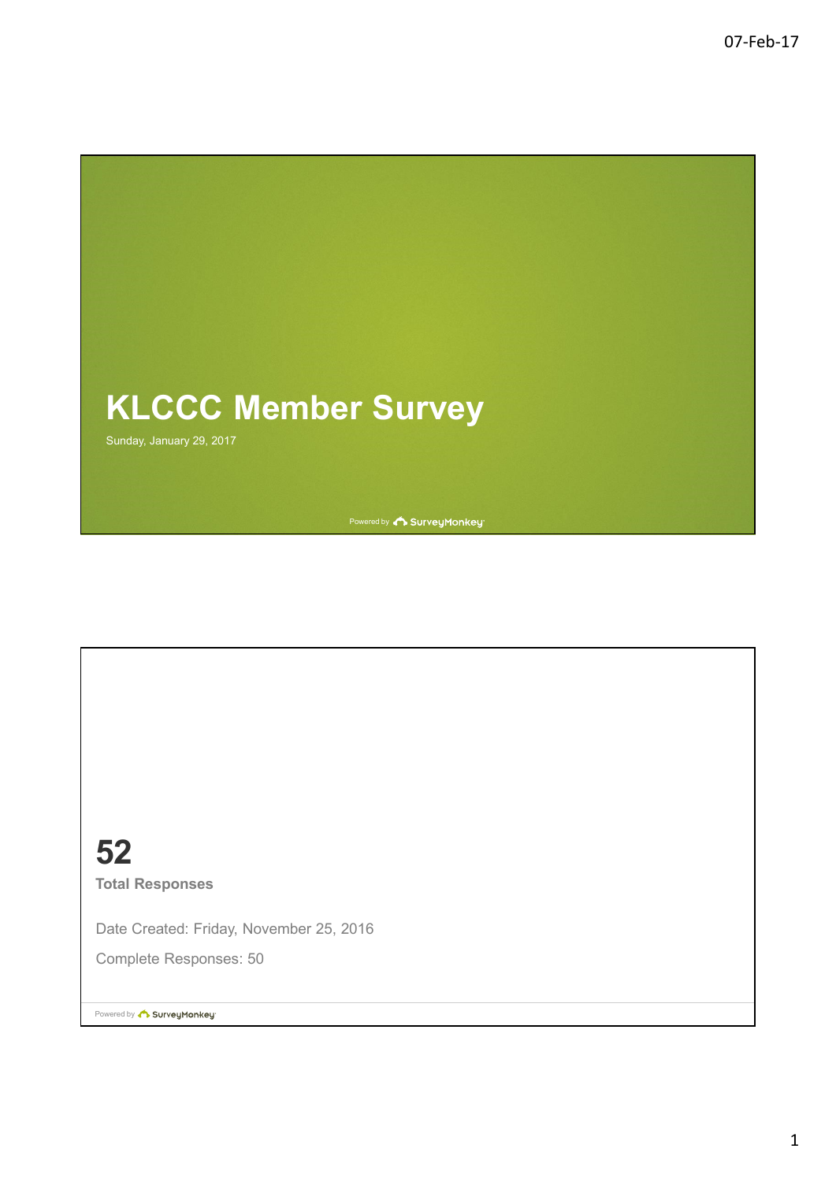# KLCCC Member Survey

Sunday, January 29, 2017

Powered by SurveyMonkey

**52**

**Total Responses**

Date Created: Friday, November 25, 2016

Complete Responses: 50

Powered by SurveyMonkey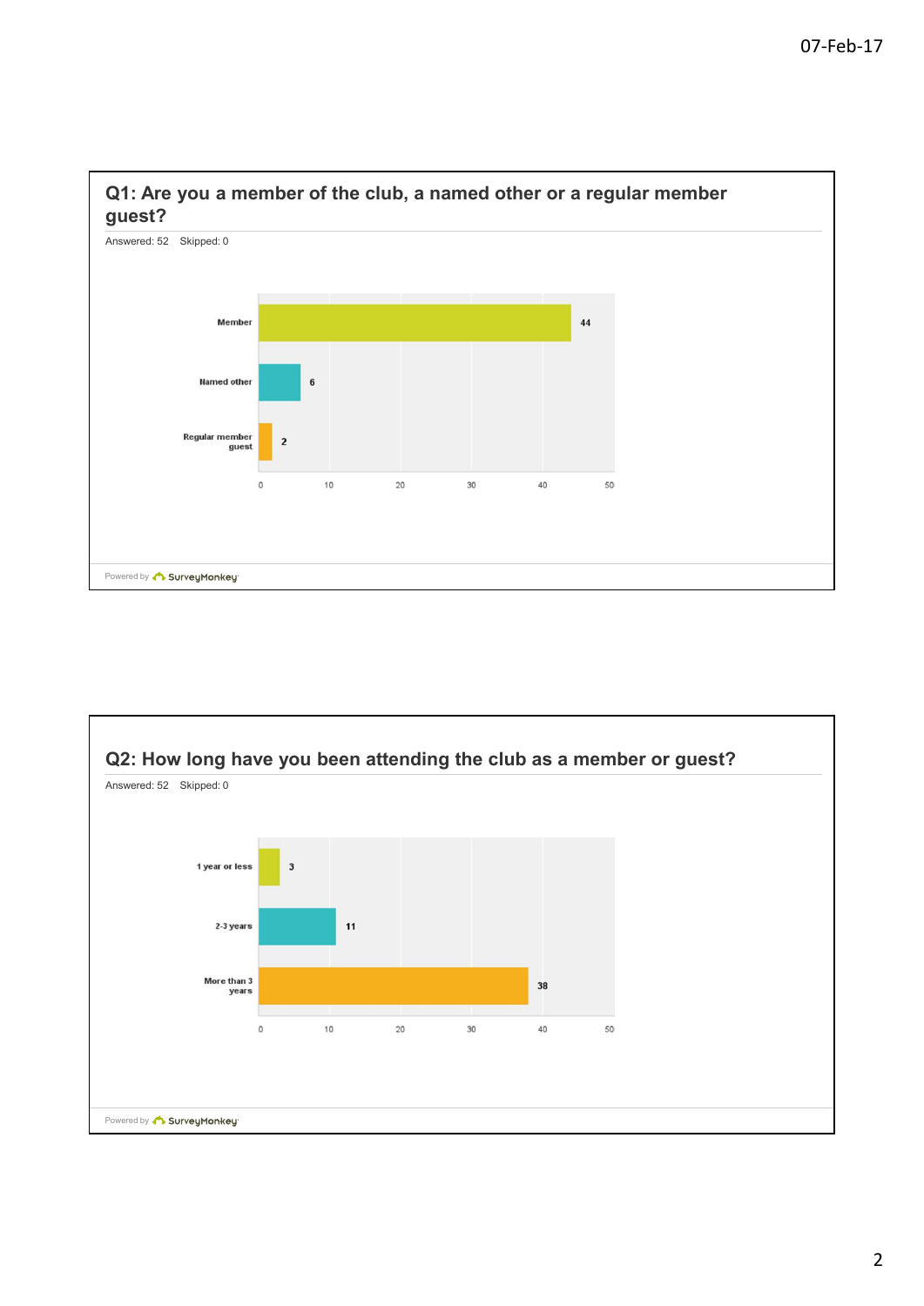## Q1: Are you a member of the club, a named other or a regular member guest?

Answered: 52 Skipped: 0

| Response | Count |
| --- | --- |
| Member | 44 |
| Named other | 6 |
| Regular member guest | 2 |

Powered by SurveyMonkey

## Q2: How long have you been attending the club as a member or guest?

Answered: 52 Skipped: 0

| Response | Count |
| --- | --- |
| 1 year or less | 3 |
| 2-3 years | 11 |
| More than 3 years | 38 |

Powered by SurveyMonkey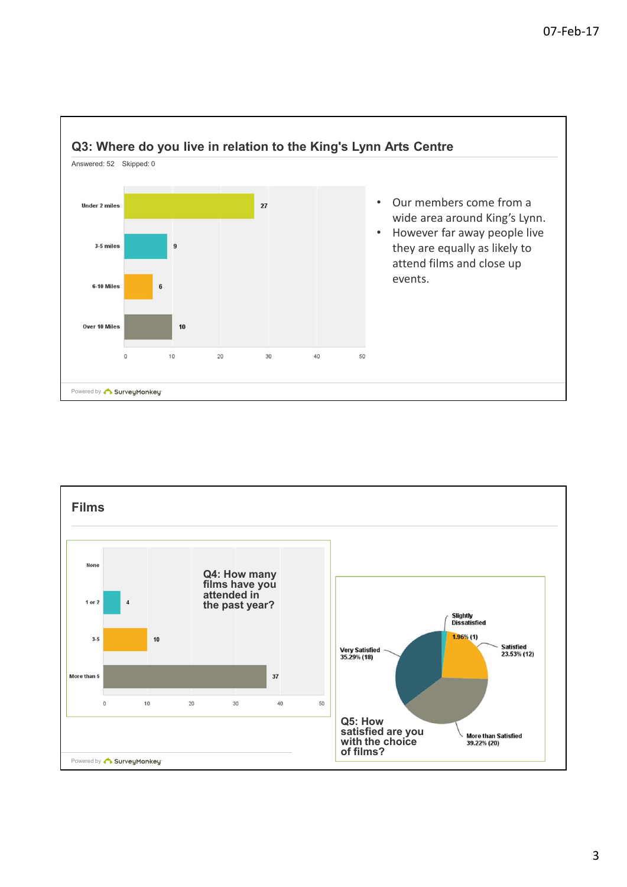## Q3: Where do you live in relation to the King's Lynn Arts Centre

Answered: 52 Skipped: 0

| Distance | Responses |
| --- | --- |
| Under 2 miles | 27 |
| 3-5 miles | 9 |
| 6-10 Miles | 6 |
| Over 10 Miles | 10 |

- Our members come from a wide area around King's Lynn.
- However far away people live they are equally as likely to attend films and close up events.

Powered by SurveyMonkey

## Films

**Q4: How many films have you attended in the past year?**

| Films attended | Responses |
| --- | --- |
| None | |
| 1 or 2 | 4 |
| 3-5 | 10 |
| More than 5 | 37 |

**Q5: How satisfied are you with the choice of films?**

| Response | Percentage (count) |
| --- | --- |
| Slightly Dissatisfied | 1.96% (1) |
| Satisfied | 23.53% (12) |
| More than Satisfied | 39.22% (20) |
| Very Satisfied | 35.29% (18) |

Powered by SurveyMonkey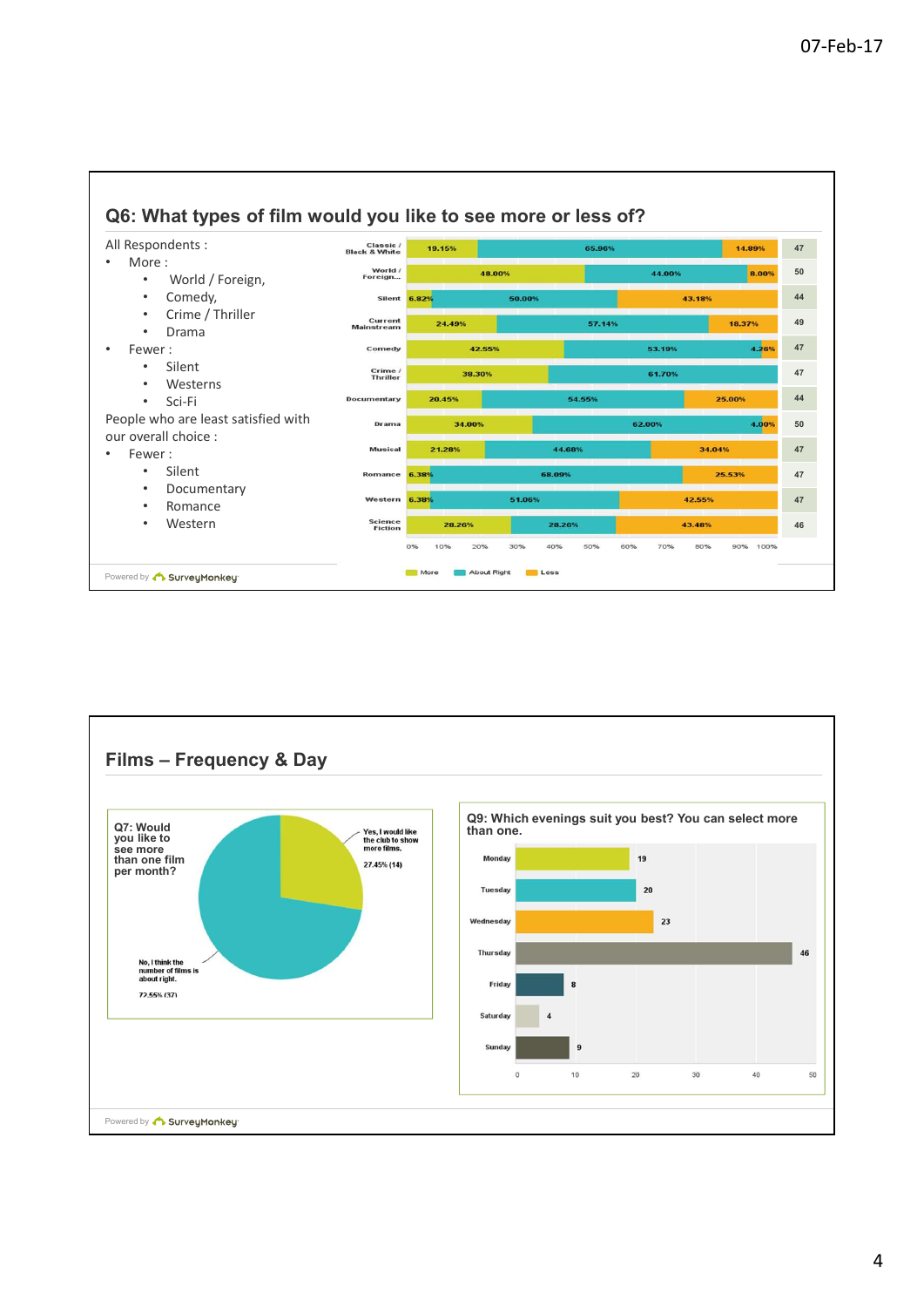## Q6: What types of film would you like to see more or less of?

All Respondents :

- More :
  - World / Foreign,
  - Comedy,
  - Crime / Thriller
  - Drama
- Fewer :
  - Silent
  - Westerns
  - Sci-Fi

People who are least satisfied with our overall choice :

- Fewer :
  - Silent
  - Documentary
  - Romance
  - Western

| Film type | More | About Right | Less | Responses |
|---|---|---|---|---|
| Classic / Black & White | 19.15% | 65.96% | 14.89% | 47 |
| World / Foreign... | 48.00% | 44.00% | 8.00% | 50 |
| Silent | 6.82% | 50.00% | 43.18% | 44 |
| Current Mainstream | 24.49% | 57.14% | 18.37% | 49 |
| Comedy | 42.55% | 53.19% | 4.26% | 47 |
| Crime / Thriller | 38.30% | 61.70% | | 47 |
| Documentary | 20.45% | 54.55% | 25.00% | 44 |
| Drama | 34.00% | 62.00% | 4.00% | 50 |
| Musical | 21.28% | 44.68% | 34.04% | 47 |
| Romance | 6.38% | 68.09% | 25.53% | 47 |
| Western | 6.38% | 51.06% | 42.55% | 47 |
| Science Fiction | 28.26% | 28.26% | 43.48% | 46 |

Powered by SurveyMonkey

## Films – Frequency & Day

**Q7: Would you like to see more than one film per month?**

| Response | Percentage (count) |
|---|---|
| Yes, I would like the club to show more films. | 27.45% (14) |
| No, I think the number of films is about right. | 72.55% (37) |

**Q9: Which evenings suit you best? You can select more than one.**

| Day | Responses |
|---|---|
| Monday | 19 |
| Tuesday | 20 |
| Wednesday | 23 |
| Thursday | 46 |
| Friday | 8 |
| Saturday | 4 |
| Sunday | 9 |

Powered by SurveyMonkey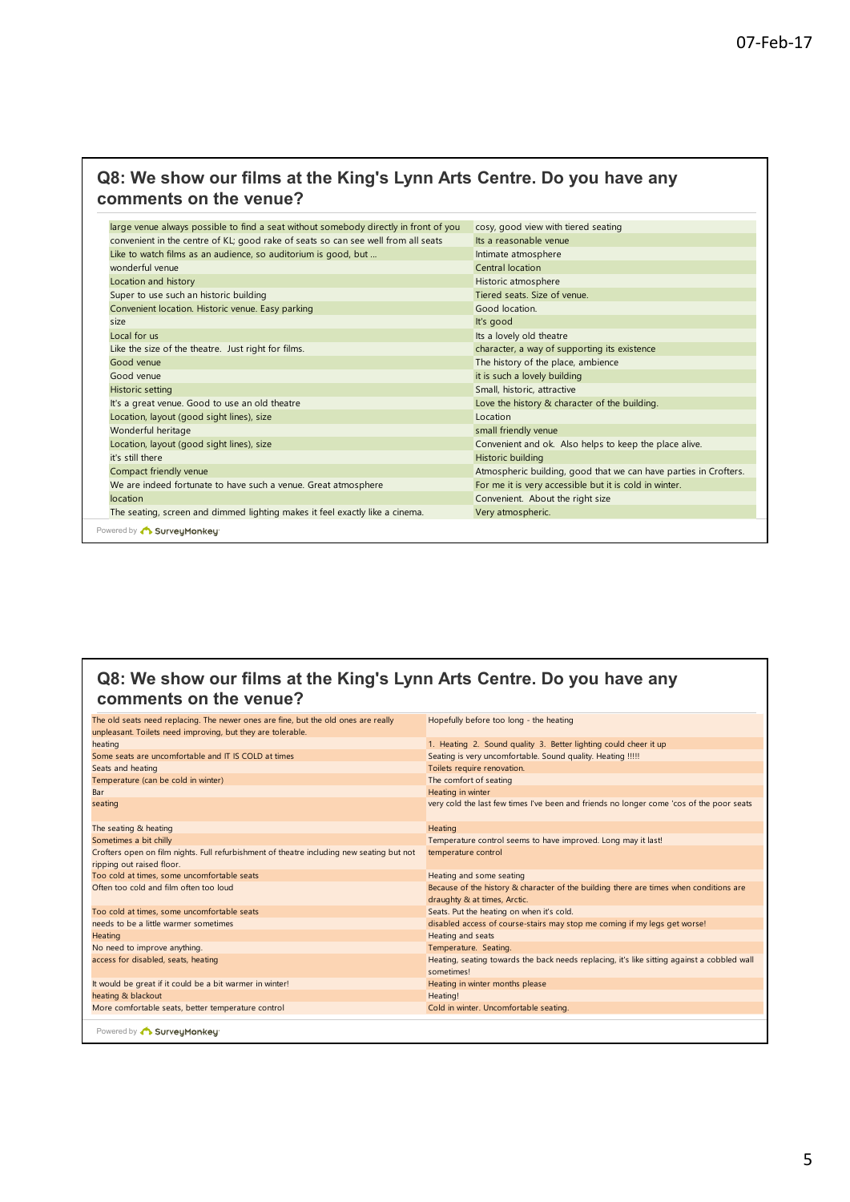## Q8: We show our films at the King's Lynn Arts Centre. Do you have any comments on the venue?

| | |
|---|---|
| large venue always possible to find a seat without somebody directly in front of you | cosy, good view with tiered seating |
| convenient in the centre of KL; good rake of seats so can see well from all seats | Its a reasonable venue |
| Like to watch films as an audience, so auditorium is good, but ... | Intimate atmosphere |
| wonderful venue | Central location |
| Location and history | Historic atmosphere |
| Super to use such an historic building | Tiered seats. Size of venue. |
| Convenient location. Historic venue. Easy parking | Good location. |
| size | It's good |
| Local for us | Its a lovely old theatre |
| Like the size of the theatre. Just right for films. | character, a way of supporting its existence |
| Good venue | The history of the place, ambience |
| Good venue | it is such a lovely building |
| Historic setting | Small, historic, attractive |
| It's a great venue. Good to use an old theatre | Love the history & character of the building. |
| Location, layout (good sight lines), size | Location |
| Wonderful heritage | small friendly venue |
| Location, layout (good sight lines), size | Convenient and ok. Also helps to keep the place alive. |
| it's still there | Historic building |
| Compact friendly venue | Atmospheric building, good that we can have parties in Crofters. |
| We are indeed fortunate to have such a venue. Great atmosphere | For me it is very accessible but it is cold in winter. |
| location | Convenient. About the right size |
| The seating, screen and dimmed lighting makes it feel exactly like a cinema. | Very atmospheric. |

Powered by SurveyMonkey

## Q8: We show our films at the King's Lynn Arts Centre. Do you have any comments on the venue?

| | |
|---|---|
| The old seats need replacing. The newer ones are fine, but the old ones are really unpleasant. Toilets need improving, but they are tolerable. | Hopefully before too long - the heating |
| heating | 1. Heating 2. Sound quality 3. Better lighting could cheer it up |
| Some seats are uncomfortable and IT IS COLD at times | Seating is very uncomfortable. Sound quality. Heating !!!!! |
| Seats and heating | Toilets require renovation. |
| Temperature (can be cold in winter) | The comfort of seating |
| Bar | Heating in winter |
| seating | very cold the last few times I've been and friends no longer come 'cos of the poor seats |
| The seating & heating | Heating |
| Sometimes a bit chilly | Temperature control seems to have improved. Long may it last! |
| Crofters open on film nights. Full refurbishment of theatre including new seating but not ripping out raised floor. | temperature control |
| Too cold at times, some uncomfortable seats | Heating and some seating |
| Often too cold and film often too loud | Because of the history & character of the building there are times when conditions are draughty & at times, Arctic. |
| Too cold at times, some uncomfortable seats | Seats. Put the heating on when it's cold. |
| needs to be a little warmer sometimes | disabled access of course-stairs may stop me coming if my legs get worse! |
| Heating | Heating and seats |
| No need to improve anything. | Temperature. Seating. |
| access for disabled, seats, heating | Heating, seating towards the back needs replacing, it's like sitting against a cobbled wall sometimes! |
| It would be great if it could be a bit warmer in winter! | Heating in winter months please |
| heating & blackout | Heating! |
| More comfortable seats, better temperature control | Cold in winter. Uncomfortable seating. |

Powered by SurveyMonkey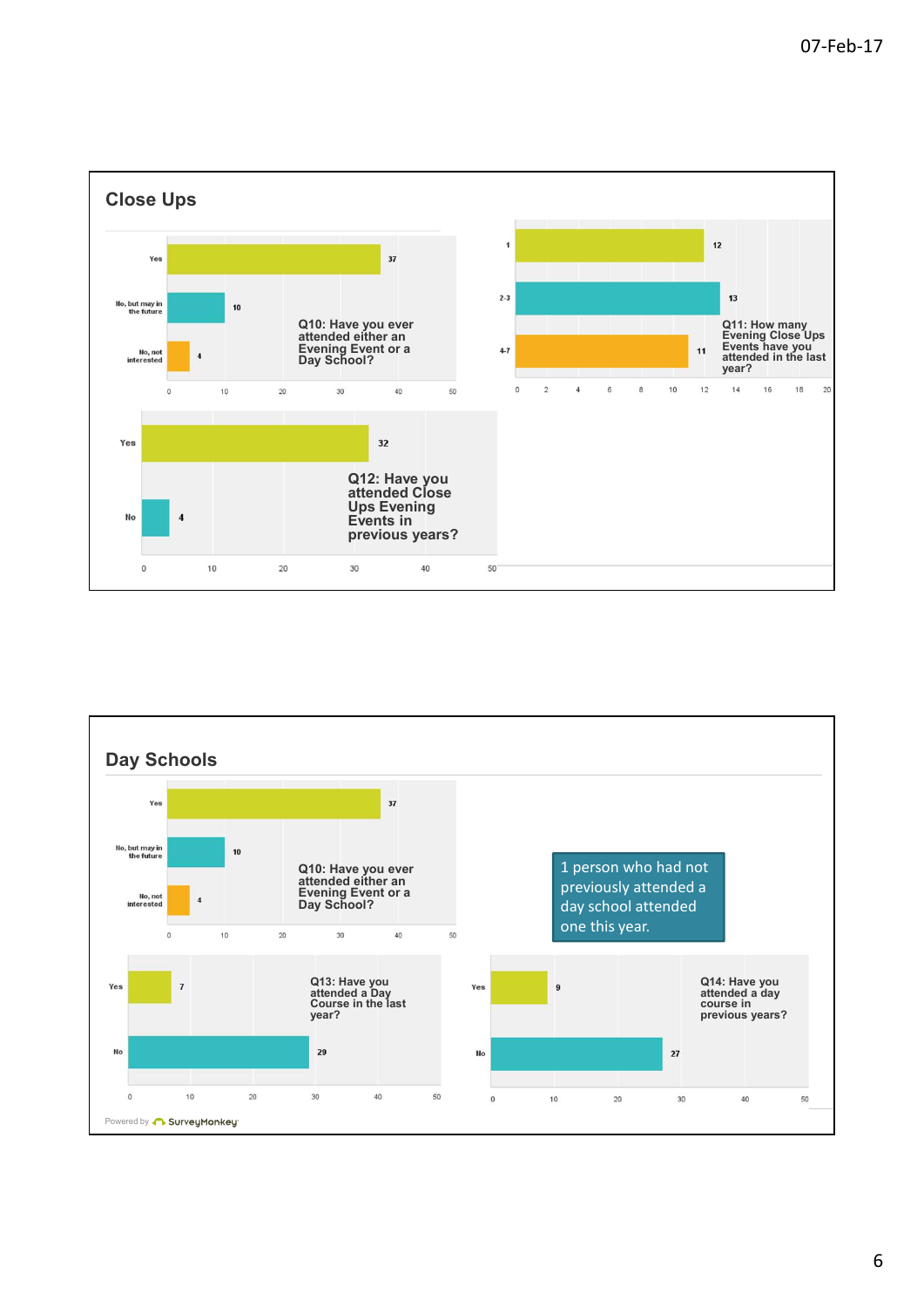07-Feb-17

## Close Ups

**Q10: Have you ever attended either an Evening Event or a Day School?**

| Response | Count |
| --- | --- |
| Yes | 37 |
| No, but may in the future | 10 |
| No, not interested | 4 |

**Q11: How many Evening Close Ups Events have you attended in the last year?**

| Response | Count |
| --- | --- |
| 1 | 12 |
| 2-3 | 13 |
| 4-7 | 11 |

**Q12: Have you attended Close Ups Evening Events in previous years?**

| Response | Count |
| --- | --- |
| Yes | 32 |
| No | 4 |

## Day Schools

**Q10: Have you ever attended either an Evening Event or a Day School?**

| Response | Count |
| --- | --- |
| Yes | 37 |
| No, but may in the future | 10 |
| No, not interested | 4 |

1 person who had not previously attended a day school attended one this year.

**Q13: Have you attended a Day Course in the last year?**

| Response | Count |
| --- | --- |
| Yes | 7 |
| No | 29 |

**Q14: Have you attended a day course in previous years?**

| Response | Count |
| --- | --- |
| Yes | 9 |
| No | 27 |

Powered by SurveyMonkey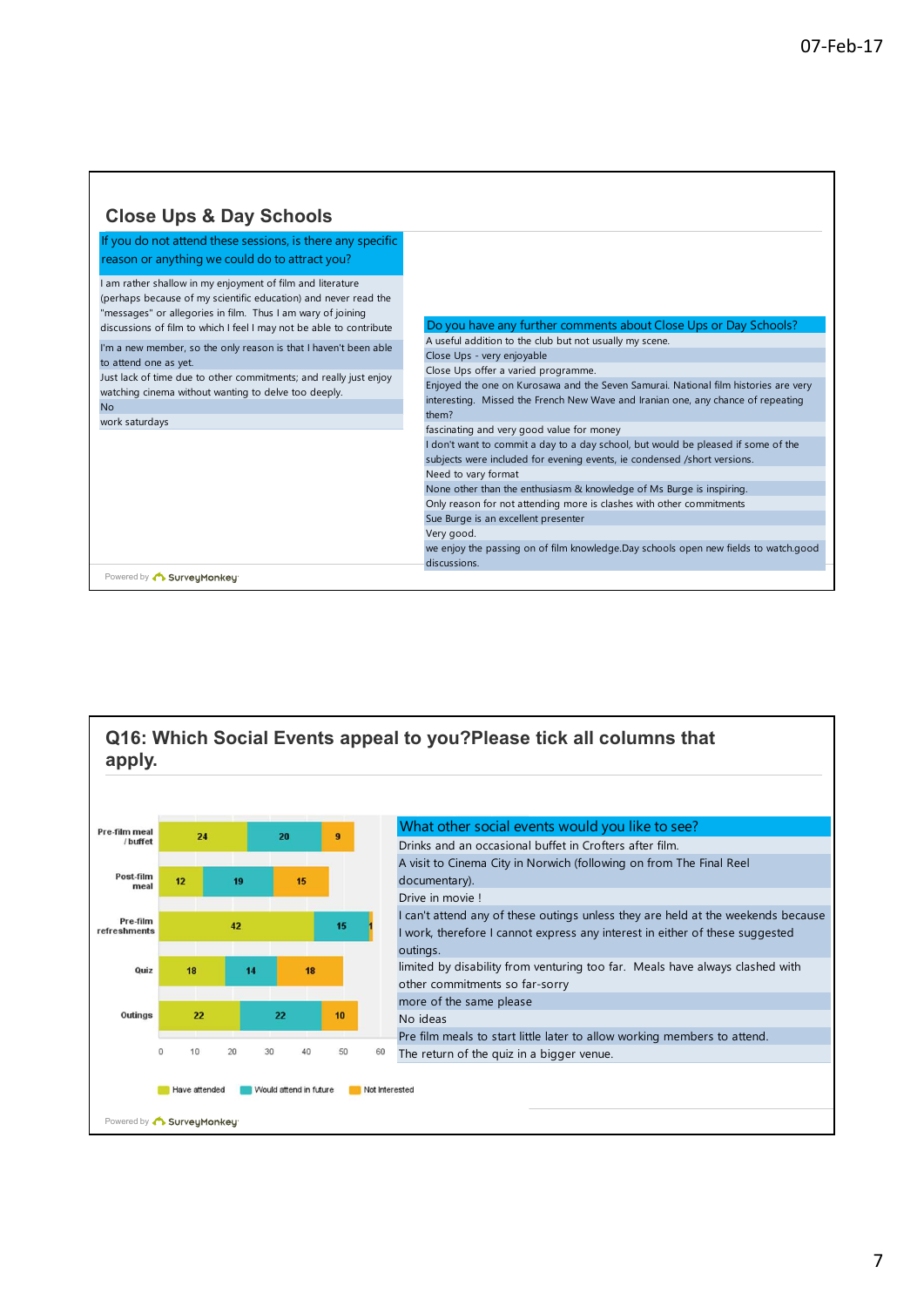## Close Ups & Day Schools

| If you do not attend these sessions, is there any specific reason or anything we could do to attract you? |
|---|
| I am rather shallow in my enjoyment of film and literature (perhaps because of my scientific education) and never read the "messages" or allegories in film. Thus I am wary of joining discussions of film to which I feel I may not be able to contribute |
| I'm a new member, so the only reason is that I haven't been able to attend one as yet. |
| Just lack of time due to other commitments; and really just enjoy watching cinema without wanting to delve too deeply. |
| No |
| work saturdays |

| Do you have any further comments about Close Ups or Day Schools? |
|---|
| A useful addition to the club but not usually my scene. |
| Close Ups - very enjoyable |
| Close Ups offer a varied programme. |
| Enjoyed the one on Kurosawa and the Seven Samurai. National film histories are very interesting. Missed the French New Wave and Iranian one, any chance of repeating them? |
| fascinating and very good value for money |
| I don't want to commit a day to a day school, but would be pleased if some of the subjects were included for evening events, ie condensed /short versions. |
| Need to vary format |
| None other than the enthusiasm & knowledge of Ms Burge is inspiring. |
| Only reason for not attending more is clashes with other commitments |
| Sue Burge is an excellent presenter |
| Very good. |
| we enjoy the passing on of film knowledge.Day schools open new fields to watch.good discussions. |

Powered by SurveyMonkey

## Q16: Which Social Events appeal to you?Please tick all columns that apply.

| | Have attended | Would attend in future | Not interested |
|---|---|---|---|
| Pre-film meal / buffet | 24 | 20 | 9 |
| Post-film meal | 12 | 19 | 15 |
| Pre-film refreshments | 42 | 15 | 1 |
| Quiz | 18 | 14 | 18 |
| Outings | 22 | 22 | 10 |

| What other social events would you like to see? |
|---|
| Drinks and an occasional buffet in Crofters after film. |
| A visit to Cinema City in Norwich (following on from The Final Reel documentary). |
| Drive in movie ! |
| I can't attend any of these outings unless they are held at the weekends because I work, therefore I cannot express any interest in either of these suggested outings. |
| limited by disability from venturing too far. Meals have always clashed with other commitments so far-sorry |
| more of the same please |
| No ideas |
| Pre film meals to start little later to allow working members to attend. |
| The return of the quiz in a bigger venue. |

Powered by SurveyMonkey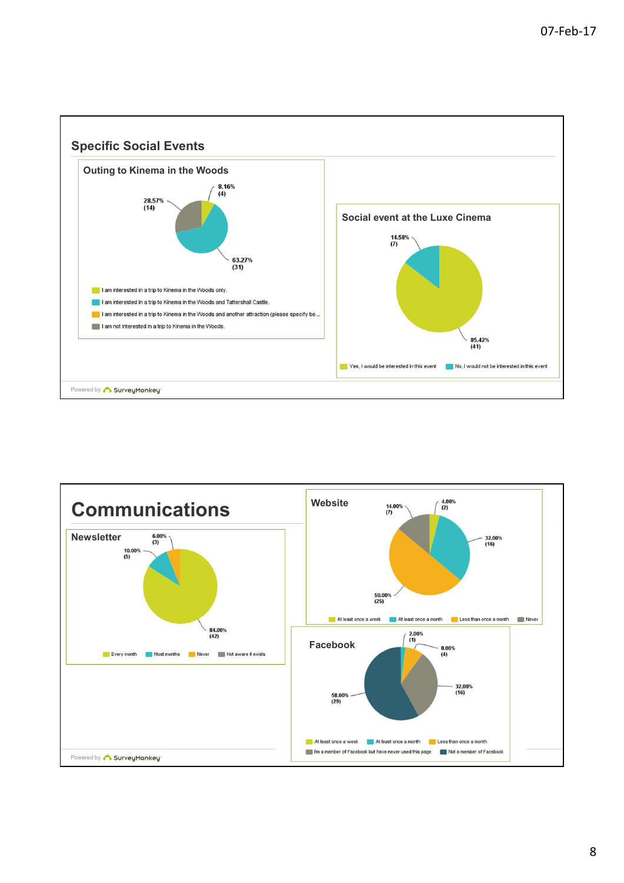## Specific Social Events

### Outing to Kinema in the Woods

| Response | Percentage | Count |
|---|---|---|
| I am interested in a trip to Kinema in the Woods only. | 8.16% | 4 |
| I am interested in a trip to Kinema in the Woods and Tattershall Castle. | 63.27% | 31 |
| I am interested in a trip to Kinema in the Woods and another attraction (please specify be... | | |
| I am not interested in a trip to Kinema in the Woods. | 28.57% | 14 |

### Social event at the Luxe Cinema

| Response | Percentage | Count |
|---|---|---|
| Yes, I would be interested in this event | 85.42% | 41 |
| No, I would not be interested in this event | 14.58% | 7 |

Powered by SurveyMonkey

## Communications

### Newsletter

| Response | Percentage | Count |
|---|---|---|
| Every month | 84.00% | 42 |
| Most months | 10.00% | 5 |
| Never | 6.00% | 3 |
| Not aware it exists | | |

### Website

| Response | Percentage | Count |
|---|---|---|
| At least once a week | 4.00% | 2 |
| At least once a month | 32.00% | 16 |
| Less than once a month | 50.00% | 25 |
| Never | 14.00% | 7 |

### Facebook

| Response | Percentage | Count |
|---|---|---|
| At least once a week | | |
| At least once a month | 2.00% | 1 |
| Less than once a month | 8.00% | 4 |
| I'm a member of Facebook but have never used this page | 32.00% | 16 |
| Not a member of Facebook | 58.00% | 29 |

Powered by SurveyMonkey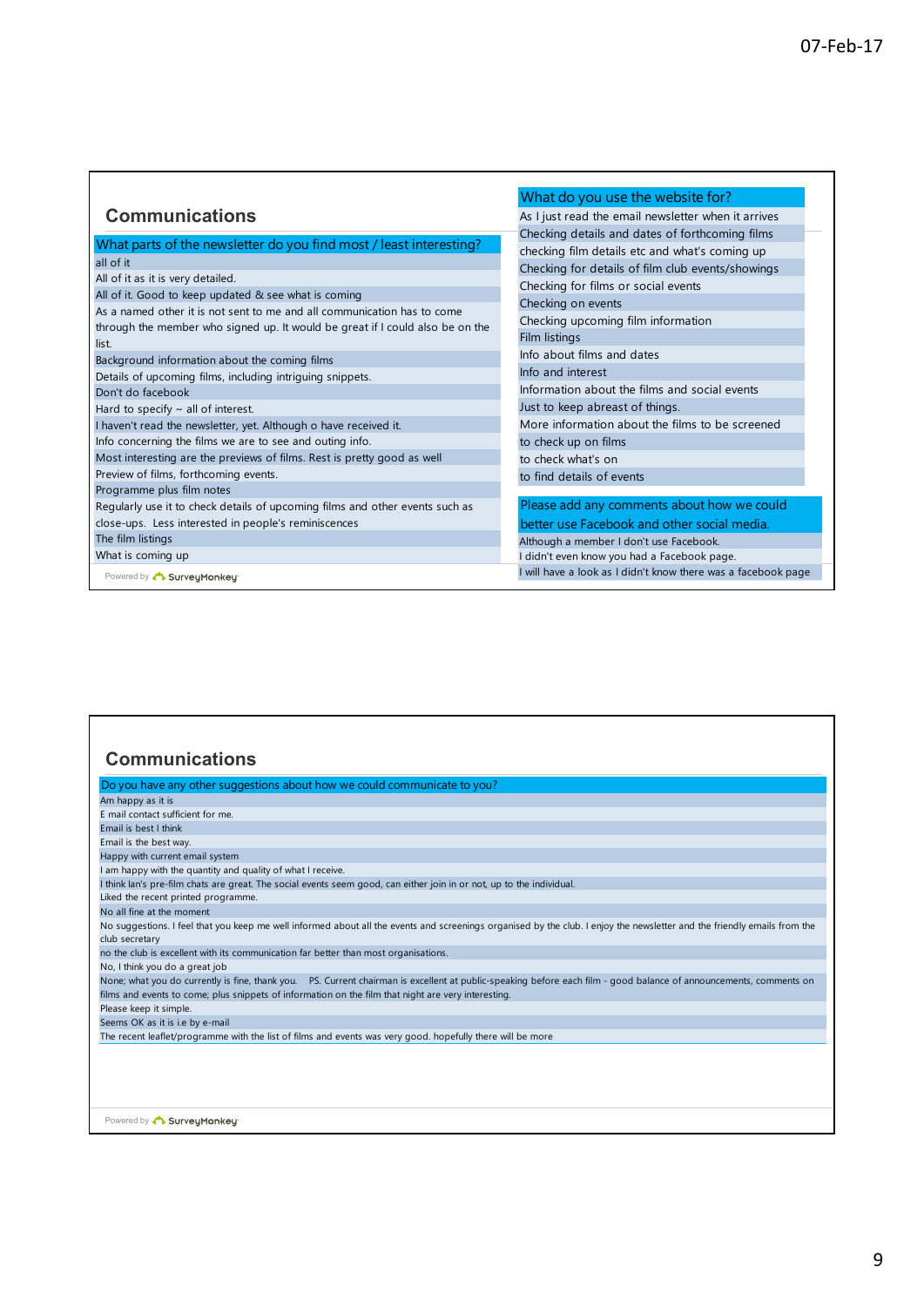## Communications

| What parts of the newsletter do you find most / least interesting? |
|---|
| all of it |
| All of it as it is very detailed. |
| All of it. Good to keep updated & see what is coming |
| As a named other it is not sent to me and all communication has to come through the member who signed up. It would be great if I could also be on the list. |
| Background information about the coming films |
| Details of upcoming films, including intriguing snippets. |
| Don't do facebook |
| Hard to specify ~ all of interest. |
| I haven't read the newsletter, yet. Although o have received it. |
| Info concerning the films we are to see and outing info. |
| Most interesting are the previews of films. Rest is pretty good as well |
| Preview of films, forthcoming events. |
| Programme plus film notes |
| Regularly use it to check details of upcoming films and other events such as close-ups. Less interested in people's reminiscences |
| The film listings |
| What is coming up |

| What do you use the website for? |
|---|
| As I just read the email newsletter when it arrives |
| Checking details and dates of forthcoming films |
| checking film details etc and what's coming up |
| Checking for details of film club events/showings |
| Checking for films or social events |
| Checking on events |
| Checking upcoming film information |
| Film listings |
| Info about films and dates |
| Info and interest |
| Information about the films and social events |
| Just to keep abreast of things. |
| More information about the films to be screened |
| to check up on films |
| to check what's on |
| to find details of events |

| Please add any comments about how we could better use Facebook and other social media. |
|---|
| Although a member I don't use Facebook. |
| I didn't even know you had a Facebook page. |
| I will have a look as I didn't know there was a facebook page |

Powered by SurveyMonkey

## Communications

| Do you have any other suggestions about how we could communicate to you? |
|---|
| Am happy as it is |
| E mail contact sufficient for me. |
| Email is best I think |
| Email is the best way. |
| Happy with current email system |
| I am happy with the quantity and quality of what I receive. |
| I think Ian's pre-film chats are great. The social events seem good, can either join in or not, up to the individual. |
| Liked the recent printed programme. |
| No all fine at the moment |
| No suggestions. I feel that you keep me well informed about all the events and screenings organised by the club. I enjoy the newsletter and the friendly emails from the club secretary |
| no the club is excellent with its communication far better than most organisations. |
| No, I think you do a great job |
| None; what you do currently is fine, thank you. PS. Current chairman is excellent at public-speaking before each film - good balance of announcements, comments on films and events to come; plus snippets of information on the film that night are very interesting. |
| Please keep it simple. |
| Seems OK as it is i.e by e-mail |
| The recent leaflet/programme with the list of films and events was very good. hopefully there will be more |

Powered by SurveyMonkey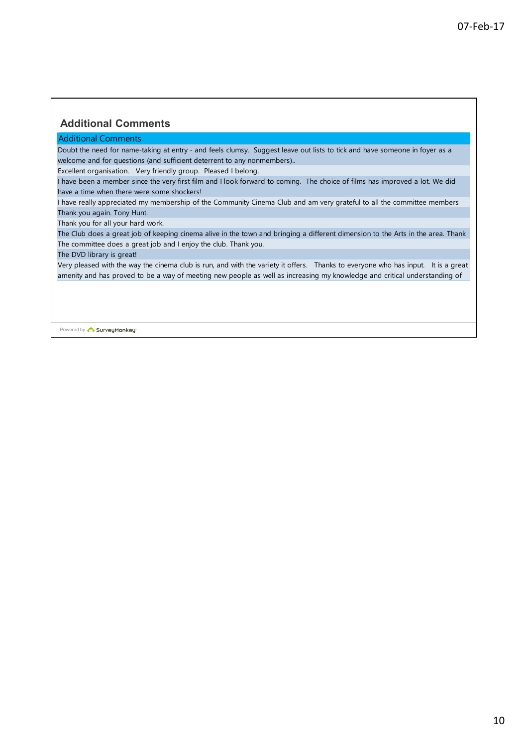## Additional Comments

| Additional Comments |
|---|
| Doubt the need for name-taking at entry - and feels clumsy. Suggest leave out lists to tick and have someone in foyer as a welcome and for questions (and sufficient deterrent to any nonmembers).. |
| Excellent organisation. Very friendly group. Pleased I belong. |
| I have been a member since the very first film and I look forward to coming. The choice of films has improved a lot. We did have a time when there were some shockers! |
| I have really appreciated my membership of the Community Cinema Club and am very grateful to all the committee members |
| Thank you again. Tony Hunt. |
| Thank you for all your hard work. |
| The Club does a great job of keeping cinema alive in the town and bringing a different dimension to the Arts in the area. Thank |
| The committee does a great job and I enjoy the club. Thank you. |
| The DVD library is great! |
| Very pleased with the way the cinema club is run, and with the variety it offers. Thanks to everyone who has input. It is a great amenity and has proved to be a way of meeting new people as well as increasing my knowledge and critical understanding of |

Powered by SurveyMonkey